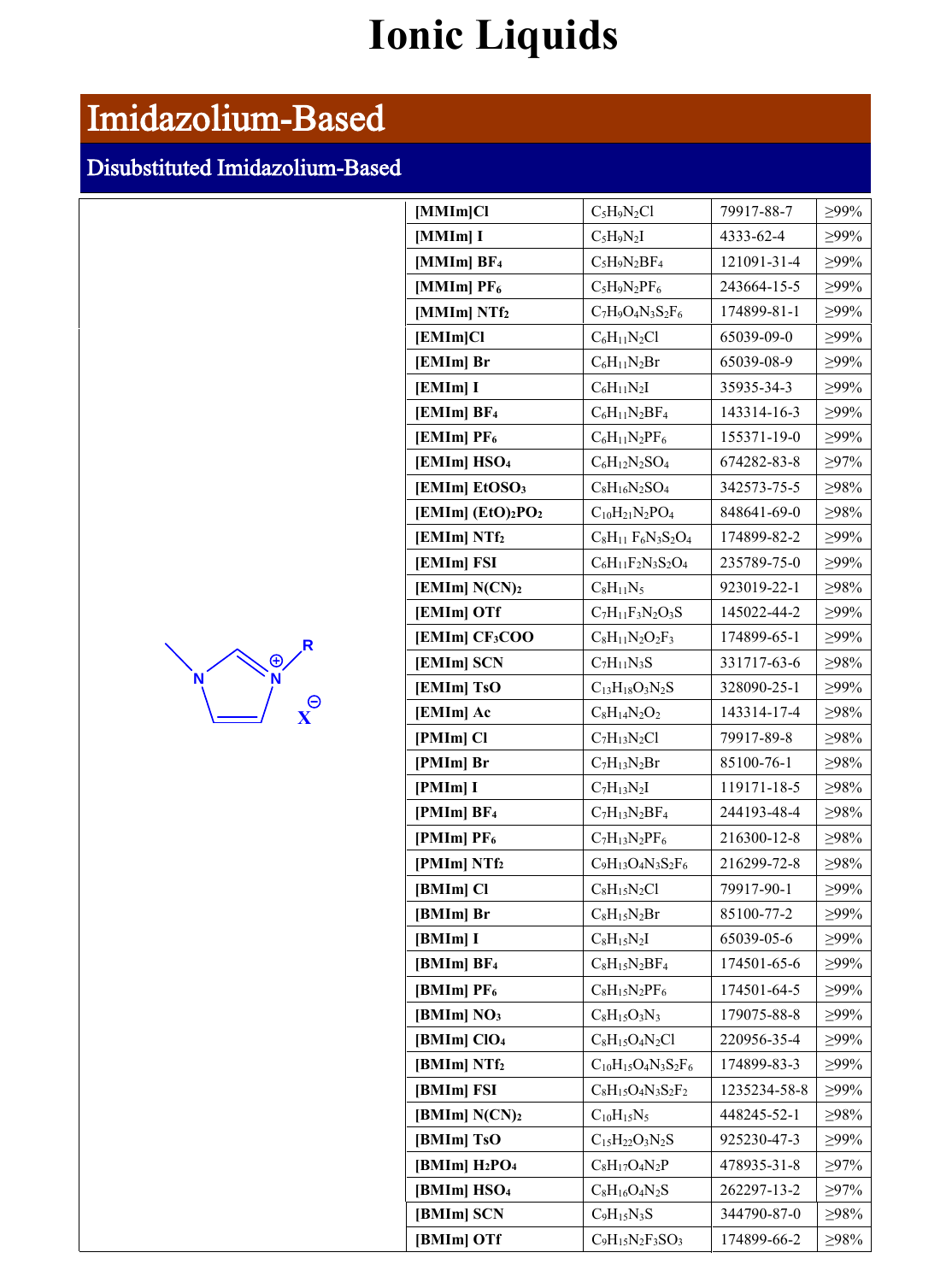# Ionic Liquids

## Imidazolium-Based

### Disubstituted Imidazolium-Based

| | | | |
|---|---|---|---|
| **[MMIm]Cl** | $C_5H_9N_2Cl$ | 79917-88-7 | ≥99% |
| **[MMIm] I** | $C_5H_9N_2I$ | 4333-62-4 | ≥99% |
| **[MMIm] $BF_4$** | $C_5H_9N_2BF_4$ | 121091-31-4 | ≥99% |
| **[MMIm] $PF_6$** | $C_5H_9N_2PF_6$ | 243664-15-5 | ≥99% |
| **[MMIm] $NTf_2$** | $C_7H_9O_4N_3S_2F_6$ | 174899-81-1 | ≥99% |
| **[EMIm]Cl** | $C_6H_{11}N_2Cl$ | 65039-09-0 | ≥99% |
| **[EMIm] Br** | $C_6H_{11}N_2Br$ | 65039-08-9 | ≥99% |
| **[EMIm] I** | $C_6H_{11}N_2I$ | 35935-34-3 | ≥99% |
| **[EMIm] $BF_4$** | $C_6H_{11}N_2BF_4$ | 143314-16-3 | ≥99% |
| **[EMIm] $PF_6$** | $C_6H_{11}N_2PF_6$ | 155371-19-0 | ≥99% |
| **[EMIm] $HSO_4$** | $C_6H_{12}N_2SO_4$ | 674282-83-8 | ≥97% |
| **[EMIm] $EtOSO_3$** | $C_8H_{16}N_2SO_4$ | 342573-75-5 | ≥98% |
| **[EMIm] $(EtO)_2PO_2$** | $C_{10}H_{21}N_2PO_4$ | 848641-69-0 | ≥98% |
| **[EMIm] $NTf_2$** | $C_8H_{11}F_6N_3S_2O_4$ | 174899-82-2 | ≥99% |
| **[EMIm] FSI** | $C_6H_{11}F_2N_3S_2O_4$ | 235789-75-0 | ≥99% |
| **[EMIm] $N(CN)_2$** | $C_8H_{11}N_5$ | 923019-22-1 | ≥98% |
| **[EMIm] OTf** | $C_7H_{11}F_3N_2O_3S$ | 145022-44-2 | ≥99% |
| **[EMIm] $CF_3COO$** | $C_8H_{11}N_2O_2F_3$ | 174899-65-1 | ≥99% |
| **[EMIm] SCN** | $C_7H_{11}N_3S$ | 331717-63-6 | ≥98% |
| **[EMIm] TsO** | $C_{13}H_{18}O_3N_2S$ | 328090-25-1 | ≥99% |
| **[EMIm] Ac** | $C_8H_{14}N_2O_2$ | 143314-17-4 | ≥98% |
| **[PMIm] Cl** | $C_7H_{13}N_2Cl$ | 79917-89-8 | ≥98% |
| **[PMIm] Br** | $C_7H_{13}N_2Br$ | 85100-76-1 | ≥98% |
| **[PMIm] I** | $C_7H_{13}N_2I$ | 119171-18-5 | ≥98% |
| **[PMIm] $BF_4$** | $C_7H_{13}N_2BF_4$ | 244193-48-4 | ≥98% |
| **[PMIm] $PF_6$** | $C_7H_{13}N_2PF_6$ | 216300-12-8 | ≥98% |
| **[PMIm] $NTf_2$** | $C_9H_{13}O_4N_3S_2F_6$ | 216299-72-8 | ≥98% |
| **[BMIm] Cl** | $C_8H_{15}N_2Cl$ | 79917-90-1 | ≥99% |
| **[BMIm] Br** | $C_8H_{15}N_2Br$ | 85100-77-2 | ≥99% |
| **[BMIm] I** | $C_8H_{15}N_2I$ | 65039-05-6 | ≥99% |
| **[BMIm] $BF_4$** | $C_8H_{15}N_2BF_4$ | 174501-65-6 | ≥99% |
| **[BMIm] $PF_6$** | $C_8H_{15}N_2PF_6$ | 174501-64-5 | ≥99% |
| **[BMIm] $NO_3$** | $C_8H_{15}O_3N_3$ | 179075-88-8 | ≥99% |
| **[BMIm] $ClO_4$** | $C_8H_{15}O_4N_2Cl$ | 220956-35-4 | ≥99% |
| **[BMIm] $NTf_2$** | $C_{10}H_{15}O_4N_3S_2F_6$ | 174899-83-3 | ≥99% |
| **[BMIm] FSI** | $C_8H_{15}O_4N_3S_2F_2$ | 1235234-58-8 | ≥99% |
| **[BMIm] $N(CN)_2$** | $C_{10}H_{15}N_5$ | 448245-52-1 | ≥98% |
| **[BMIm] TsO** | $C_{15}H_{22}O_3N_2S$ | 925230-47-3 | ≥99% |
| **[BMIm] $H_2PO_4$** | $C_8H_{17}O_4N_2P$ | 478935-31-8 | ≥97% |
| **[BMIm] $HSO_4$** | $C_8H_{16}O_4N_2S$ | 262297-13-2 | ≥97% |
| **[BMIm] SCN** | $C_9H_{15}N_3S$ | 344790-87-0 | ≥98% |
| **[BMIm] OTf** | $C_9H_{15}N_2F_3SO_3$ | 174899-66-2 | ≥98% |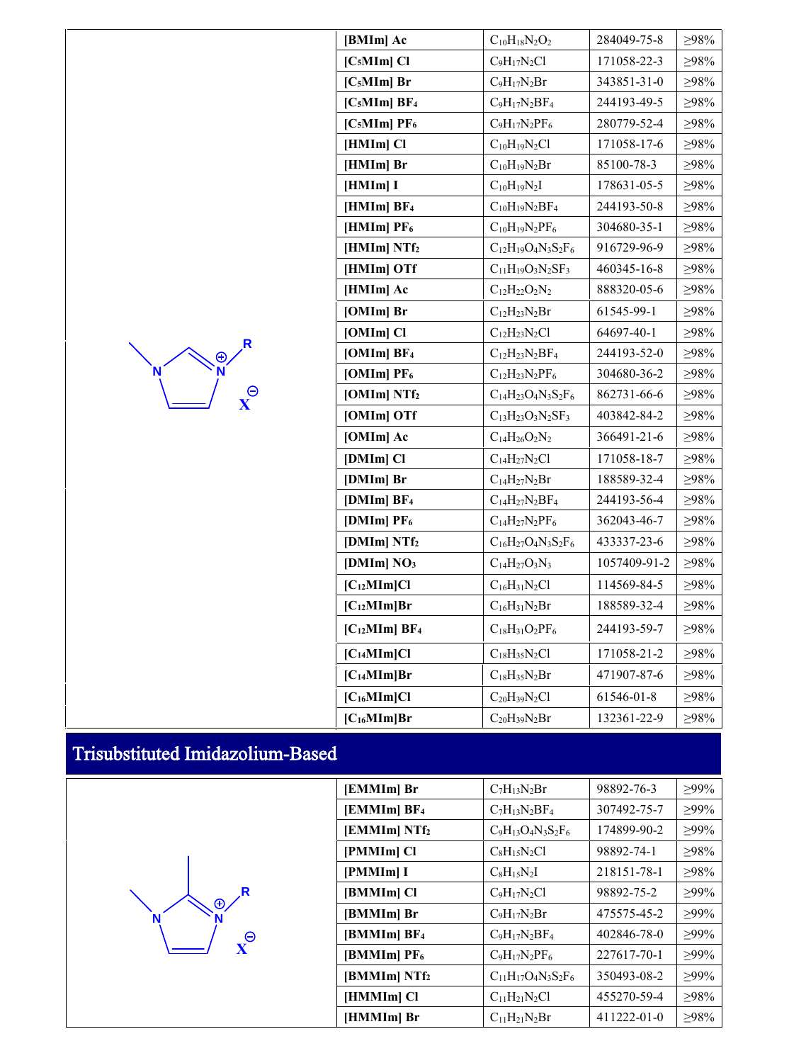| | | | | |
|---|---|---|---|---|
| | **[BMIm] Ac** | $C_{10}H_{18}N_2O_2$ | 284049-75-8 | ≥98% |
| | **[C5MIm] Cl** | $C_9H_{17}N_2Cl$ | 171058-22-3 | ≥98% |
| | **[C5MIm] Br** | $C_9H_{17}N_2Br$ | 343851-31-0 | ≥98% |
| | **[C5MIm] BF4** | $C_9H_{17}N_2BF_4$ | 244193-49-5 | ≥98% |
| | **[C5MIm] PF6** | $C_9H_{17}N_2PF_6$ | 280779-52-4 | ≥98% |
| | **[HMIm] Cl** | $C_{10}H_{19}N_2Cl$ | 171058-17-6 | ≥98% |
| | **[HMIm] Br** | $C_{10}H_{19}N_2Br$ | 85100-78-3 | ≥98% |
| | **[HMIm] I** | $C_{10}H_{19}N_2I$ | 178631-05-5 | ≥98% |
| | **[HMIm] BF4** | $C_{10}H_{19}N_2BF_4$ | 244193-50-8 | ≥98% |
| | **[HMIm] PF6** | $C_{10}H_{19}N_2PF_6$ | 304680-35-1 | ≥98% |
| | **[HMIm] NTf2** | $C_{12}H_{19}O_4N_3S_2F_6$ | 916729-96-9 | ≥98% |
| | **[HMIm] OTf** | $C_{11}H_{19}O_3N_2SF_3$ | 460345-16-8 | ≥98% |
| | **[HMIm] Ac** | $C_{12}H_{22}O_2N_2$ | 888320-05-6 | ≥98% |
| | **[OMIm] Br** | $C_{12}H_{23}N_2Br$ | 61545-99-1 | ≥98% |
| | **[OMIm] Cl** | $C_{12}H_{23}N_2Cl$ | 64697-40-1 | ≥98% |
| | **[OMIm] BF4** | $C_{12}H_{23}N_2BF_4$ | 244193-52-0 | ≥98% |
| | **[OMIm] PF6** | $C_{12}H_{23}N_2PF_6$ | 304680-36-2 | ≥98% |
| | **[OMIm] NTf2** | $C_{14}H_{23}O_4N_3S_2F_6$ | 862731-66-6 | ≥98% |
| | **[OMIm] OTf** | $C_{13}H_{23}O_3N_2SF_3$ | 403842-84-2 | ≥98% |
| | **[OMIm] Ac** | $C_{14}H_{26}O_2N_2$ | 366491-21-6 | ≥98% |
| | **[DMIm] Cl** | $C_{14}H_{27}N_2Cl$ | 171058-18-7 | ≥98% |
| | **[DMIm] Br** | $C_{14}H_{27}N_2Br$ | 188589-32-4 | ≥98% |
| | **[DMIm] BF4** | $C_{14}H_{27}N_2BF_4$ | 244193-56-4 | ≥98% |
| | **[DMIm] PF6** | $C_{14}H_{27}N_2PF_6$ | 362043-46-7 | ≥98% |
| | **[DMIm] NTf2** | $C_{16}H_{27}O_4N_3S_2F_6$ | 433337-23-6 | ≥98% |
| | **[DMIm] NO3** | $C_{14}H_{27}O_3N_3$ | 1057409-91-2 | ≥98% |
| | **[C12MIm]Cl** | $C_{16}H_{31}N_2Cl$ | 114569-84-5 | ≥98% |
| | **[C12MIm]Br** | $C_{16}H_{31}N_2Br$ | 188589-32-4 | ≥98% |
| | **[C12MIm] BF4** | $C_{18}H_{31}O_2PF_6$ | 244193-59-7 | ≥98% |
| | **[C14MIm]Cl** | $C_{18}H_{35}N_2Cl$ | 171058-21-2 | ≥98% |
| | **[C14MIm]Br** | $C_{18}H_{35}N_2Br$ | 471907-87-6 | ≥98% |
| | **[C16MIm]Cl** | $C_{20}H_{39}N_2Cl$ | 61546-01-8 | ≥98% |
| | **[C16MIm]Br** | $C_{20}H_{39}N_2Br$ | 132361-22-9 | ≥98% |

# Trisubstituted Imidazolium-Based

| | | | | |
|---|---|---|---|---|
| | **[EMMIm] Br** | $C_7H_{13}N_2Br$ | 98892-76-3 | ≥99% |
| | **[EMMIm] BF4** | $C_7H_{13}N_2BF_4$ | 307492-75-7 | ≥99% |
| | **[EMMIm] NTf2** | $C_9H_{13}O_4N_3S_2F_6$ | 174899-90-2 | ≥99% |
| | **[PMMIm] Cl** | $C_8H_{15}N_2Cl$ | 98892-74-1 | ≥98% |
| | **[PMMIm] I** | $C_8H_{15}N_2I$ | 218151-78-1 | ≥98% |
| | **[BMMIm] Cl** | $C_9H_{17}N_2Cl$ | 98892-75-2 | ≥99% |
| | **[BMMIm] Br** | $C_9H_{17}N_2Br$ | 475575-45-2 | ≥99% |
| | **[BMMIm] BF4** | $C_9H_{17}N_2BF_4$ | 402846-78-0 | ≥99% |
| | **[BMMIm] PF6** | $C_9H_{17}N_2PF_6$ | 227617-70-1 | ≥99% |
| | **[BMMIm] NTf2** | $C_{11}H_{17}O_4N_3S_2F_6$ | 350493-08-2 | ≥99% |
| | **[HMMIm] Cl** | $C_{11}H_{21}N_2Cl$ | 455270-59-4 | ≥98% |
| | **[HMMIm] Br** | $C_{11}H_{21}N_2Br$ | 411222-01-0 | ≥98% |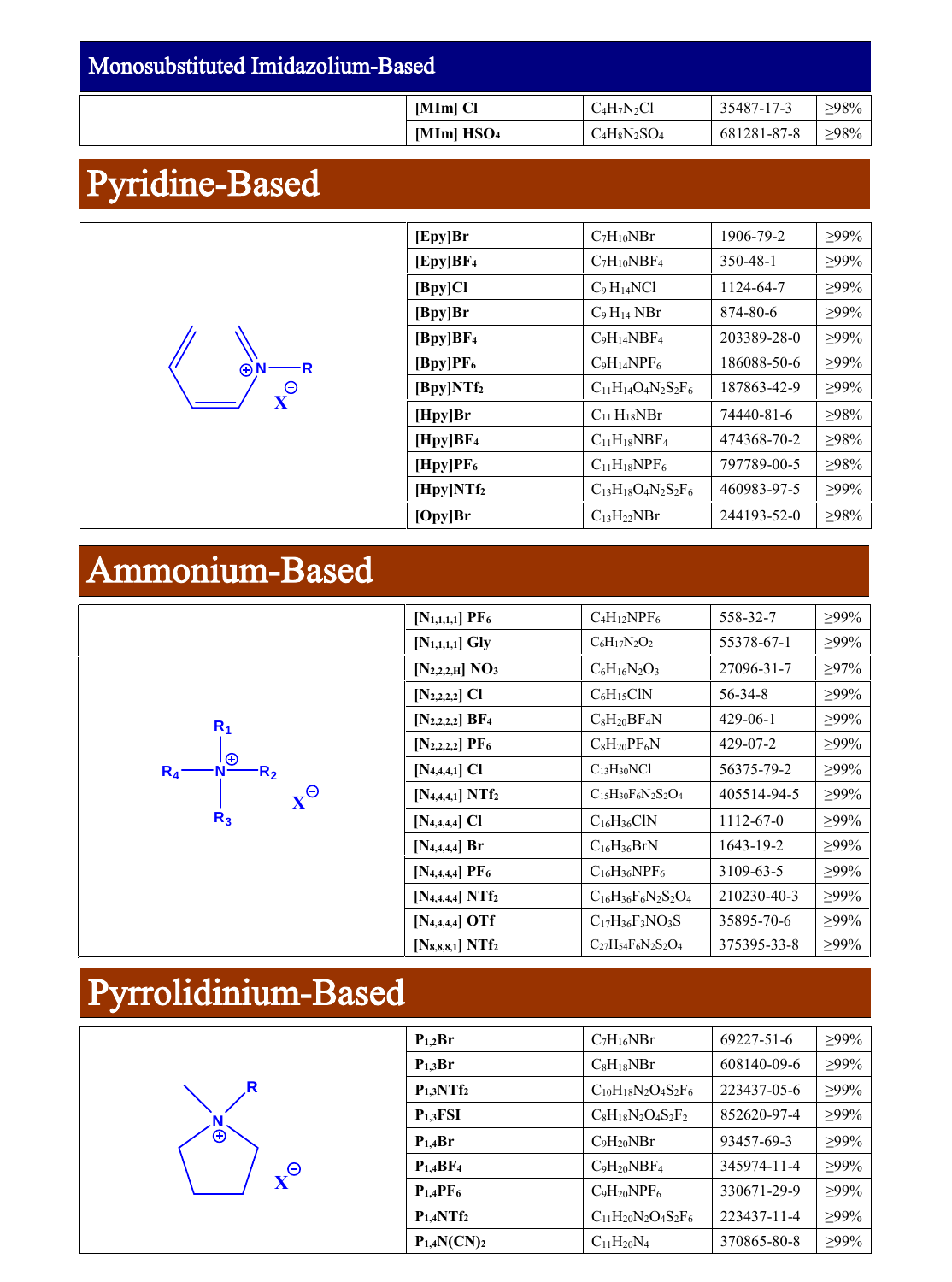## Monosubstituted Imidazolium-Based

| | | | | |
|---|---|---|---|---|
| | **[MIm] Cl** | $C_4H_7N_2Cl$ | 35487-17-3 | ≥98% |
| | **[MIm] $HSO_4$** | $C_4H_8N_2SO_4$ | 681281-87-8 | ≥98% |

# Pyridine-Based

| | | | | |
|---|---|---|---|---|
| | **[Epy]Br** | $C_7H_{10}NBr$ | 1906-79-2 | ≥99% |
| | **[Epy]$BF_4$** | $C_7H_{10}NBF_4$ | 350-48-1 | ≥99% |
| | **[Bpy]Cl** | $C_9H_{14}NCl$ | 1124-64-7 | ≥99% |
| | **[Bpy]Br** | $C_9H_{14}NBr$ | 874-80-6 | ≥99% |
| | **[Bpy]$BF_4$** | $C_9H_{14}NBF_4$ | 203389-28-0 | ≥99% |
| | **[Bpy]$PF_6$** | $C_9H_{14}NPF_6$ | 186088-50-6 | ≥99% |
| | **[Bpy]$NTf_2$** | $C_{11}H_{14}O_4N_2S_2F_6$ | 187863-42-9 | ≥99% |
| | **[Hpy]Br** | $C_{11}H_{18}NBr$ | 74440-81-6 | ≥98% |
| | **[Hpy]$BF_4$** | $C_{11}H_{18}NBF_4$ | 474368-70-2 | ≥98% |
| | **[Hpy]$PF_6$** | $C_{11}H_{18}NPF_6$ | 797789-00-5 | ≥98% |
| | **[Hpy]$NTf_2$** | $C_{13}H_{18}O_4N_2S_2F_6$ | 460983-97-5 | ≥99% |
| | **[Opy]Br** | $C_{13}H_{22}NBr$ | 244193-52-0 | ≥98% |

# Ammonium-Based

| | | | | |
|---|---|---|---|---|
| | **[$N_{1,1,1,1}$] $PF_6$** | $C_4H_{12}NPF_6$ | 558-32-7 | ≥99% |
| | **[$N_{1,1,1,1}$] Gly** | $C_6H_{17}N_2O_2$ | 55378-67-1 | ≥99% |
| | **[$N_{2,2,2,H}$] $NO_3$** | $C_6H_{16}N_2O_3$ | 27096-31-7 | ≥97% |
| | **[$N_{2,2,2,2}$] Cl** | $C_6H_{15}ClN$ | 56-34-8 | ≥99% |
| | **[$N_{2,2,2,2}$] $BF_4$** | $C_8H_{20}BF_4N$ | 429-06-1 | ≥99% |
| | **[$N_{2,2,2,2}$] $PF_6$** | $C_8H_{20}PF_6N$ | 429-07-2 | ≥99% |
| | **[$N_{4,4,4,1}$] Cl** | $C_{13}H_{30}NCl$ | 56375-79-2 | ≥99% |
| | **[$N_{4,4,4,1}$] $NTf_2$** | $C_{15}H_{30}F_6N_2S_2O_4$ | 405514-94-5 | ≥99% |
| | **[$N_{4,4,4,4}$] Cl** | $C_{16}H_{36}ClN$ | 1112-67-0 | ≥99% |
| | **[$N_{4,4,4,4}$] Br** | $C_{16}H_{36}BrN$ | 1643-19-2 | ≥99% |
| | **[$N_{4,4,4,4}$] $PF_6$** | $C_{16}H_{36}NPF_6$ | 3109-63-5 | ≥99% |
| | **[$N_{4,4,4,4}$] $NTf_2$** | $C_{16}H_{36}F_6N_2S_2O_4$ | 210230-40-3 | ≥99% |
| | **[$N_{4,4,4,4}$] OTf** | $C_{17}H_{36}F_3NO_3S$ | 35895-70-6 | ≥99% |
| | **[$N_{8,8,8,1}$] $NTf_2$** | $C_{27}H_{54}F_6N_2S_2O_4$ | 375395-33-8 | ≥99% |

# Pyrrolidinium-Based

| | | | | |
|---|---|---|---|---|
| | **$P_{1,2}$Br** | $C_7H_{16}NBr$ | 69227-51-6 | ≥99% |
| | **$P_{1,3}$Br** | $C_8H_{18}NBr$ | 608140-09-6 | ≥99% |
| | **$P_{1,3}NTf_2$** | $C_{10}H_{18}N_2O_4S_2F_6$ | 223437-05-6 | ≥99% |
| | **$P_{1,3}$FSI** | $C_8H_{18}N_2O_4S_2F_2$ | 852620-97-4 | ≥99% |
| | **$P_{1,4}$Br** | $C_9H_{20}NBr$ | 93457-69-3 | ≥99% |
| | **$P_{1,4}BF_4$** | $C_9H_{20}NBF_4$ | 345974-11-4 | ≥99% |
| | **$P_{1,4}PF_6$** | $C_9H_{20}NPF_6$ | 330671-29-9 | ≥99% |
| | **$P_{1,4}NTf_2$** | $C_{11}H_{20}N_2O_4S_2F_6$ | 223437-11-4 | ≥99% |
| | **$P_{1,4}N(CN)_2$** | $C_{11}H_{20}N_4$ | 370865-80-8 | ≥99% |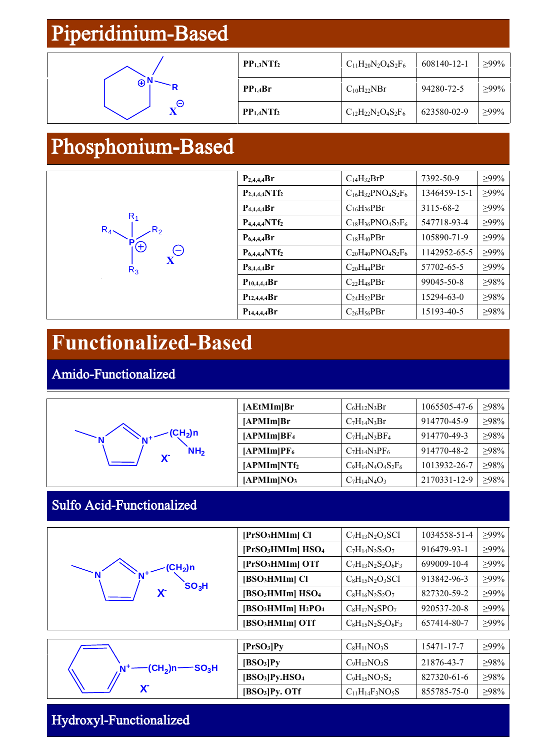# Piperidinium-Based

| | | | |
|---|---|---|---|
| $PP_{1,3}NTf_2$ | $C_{11}H_{20}N_2O_4S_2F_6$ | 608140-12-1 | ≥99% |
| $PP_{1,4}Br$ | $C_{10}H_{22}NBr$ | 94280-72-5 | ≥99% |
| $PP_{1,4}NTf_2$ | $C_{12}H_{22}N_2O_4S_2F_6$ | 623580-02-9 | ≥99% |

# Phosphonium-Based

| | | | |
|---|---|---|---|
| $P_{2,4,4,4}Br$ | $C_{14}H_{32}BrP$ | 7392-50-9 | ≥99% |
| $P_{2,4,4,4}NTf_2$ | $C_{16}H_{32}PNO_4S_2F_6$ | 1346459-15-1 | ≥99% |
| $P_{4,4,4,4}Br$ | $C_{16}H_{36}PBr$ | 3115-68-2 | ≥99% |
| $P_{4,4,4,4}NTf_2$ | $C_{18}H_{36}PNO_4S_2F_6$ | 547718-93-4 | ≥99% |
| $P_{6,4,4,4}Br$ | $C_{18}H_{40}PBr$ | 105890-71-9 | ≥99% |
| $P_{6,4,4,4}NTf_2$ | $C_{20}H_{40}PNO_4S_2F_6$ | 1142952-65-5 | ≥99% |
| $P_{8,4,4,4}Br$ | $C_{20}H_{44}PBr$ | 57702-65-5 | ≥99% |
| $P_{10,4,4,4}Br$ | $C_{22}H_{48}PBr$ | 99045-50-8 | ≥98% |
| $P_{12,4,4,4}Br$ | $C_{24}H_{52}PBr$ | 15294-63-0 | ≥98% |
| $P_{14,4,4,4}Br$ | $C_{26}H_{56}PBr$ | 15193-40-5 | ≥98% |

# Functionalized-Based

## Amido-Functionalized

| | | | |
|---|---|---|---|
| [AEtMIm]Br | $C_6H_{12}N_3Br$ | 1065505-47-6 | ≥98% |
| [APMIm]Br | $C_7H_{14}N_3Br$ | 914770-45-9 | ≥98% |
| [APMIm]$BF_4$ | $C_7H_{14}N_3BF_4$ | 914770-49-3 | ≥98% |
| [APMIm]$PF_6$ | $C_7H_{14}N_3PF_6$ | 914770-48-2 | ≥98% |
| [APMIm]$NTf_2$ | $C_9H_{14}N_4O_4S_2F_6$ | 1013932-26-7 | ≥98% |
| [APMIm]$NO_3$ | $C_7H_{14}N_4O_3$ | 2170331-12-9 | ≥98% |

## Sulfo Acid-Functionalized

| | | | |
|---|---|---|---|
| [$PrSO_3$HMIm] Cl | $C_7H_{13}N_2O_3SCl$ | 1034558-51-4 | ≥99% |
| [$PrSO_3$HMIm] $HSO_4$ | $C_7H_{14}N_2S_2O_7$ | 916479-93-1 | ≥99% |
| [$PrSO_3$HMIm] OTf | $C_7H_{13}N_2S_2O_6F_3$ | 699009-10-4 | ≥99% |
| [$BSO_3$HMIm] Cl | $C_8H_{15}N_2O_3SCl$ | 913842-96-3 | ≥99% |
| [$BSO_3$HMIm] $HSO_4$ | $C_8H_{16}N_2S_2O_7$ | 827320-59-2 | ≥99% |
| [$BSO_3$HMIm] $H_2PO_4$ | $C_8H_{17}N_2SPO_7$ | 920537-20-8 | ≥99% |
| [$BSO_3$HMIm] OTf | $C_8H_{15}N_2S_2O_6F_3$ | 657414-80-7 | ≥99% |

| | | | |
|---|---|---|---|
| [$PrSO_3$]Py | $C_8H_{11}NO_3S$ | 15471-17-7 | ≥99% |
| [$BSO_3$]Py | $C_9H_{13}NO_3S$ | 21876-43-7 | ≥98% |
| [$BSO_3$]Py.$HSO_4$ | $C_9H_{15}NO_7S_2$ | 827320-61-6 | ≥98% |
| [$BSO_3$]Py. OTf | $C_{11}H_{14}F_3NO_5S$ | 855785-75-0 | ≥98% |

## Hydroxyl-Functionalized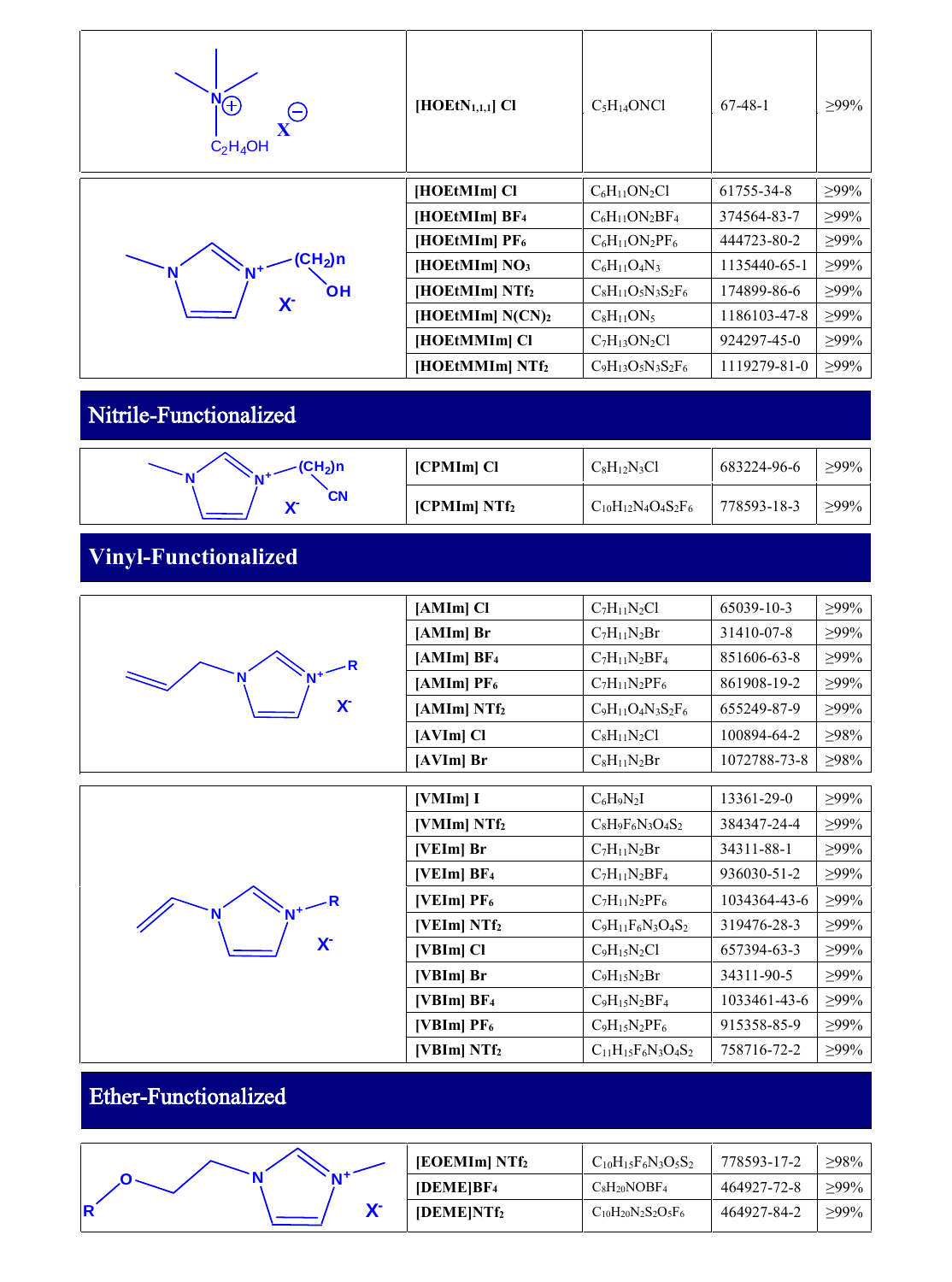| Structure | Abbreviation | Formula | CAS | Purity |
|---|---|---|---|---|
| | [HOEtN$_{1,1,1}$] Cl | $C_5H_{14}ONCl$ | 67-48-1 | ≥99% |
| | [HOEtMIm] Cl | $C_6H_{11}ON_2Cl$ | 61755-34-8 | ≥99% |
| | [HOEtMIm] BF$_4$ | $C_6H_{11}ON_2BF_4$ | 374564-83-7 | ≥99% |
| | [HOEtMIm] PF$_6$ | $C_6H_{11}ON_2PF_6$ | 444723-80-2 | ≥99% |
| | [HOEtMIm] NO$_3$ | $C_6H_{11}O_4N_3$ | 1135440-65-1 | ≥99% |
| | [HOEtMIm] NTf$_2$ | $C_8H_{11}O_5N_3S_2F_6$ | 174899-86-6 | ≥99% |
| | [HOEtMIm] N(CN)$_2$ | $C_8H_{11}ON_5$ | 1186103-47-8 | ≥99% |
| | [HOEtMMIm] Cl | $C_7H_{13}ON_2Cl$ | 924297-45-0 | ≥99% |
| | [HOEtMMIm] NTf$_2$ | $C_9H_{13}O_5N_3S_2F_6$ | 1119279-81-0 | ≥99% |

## Nitrile-Functionalized

| Structure | Abbreviation | Formula | CAS | Purity |
|---|---|---|---|---|
| | [CPMIm] Cl | $C_8H_{12}N_3Cl$ | 683224-96-6 | ≥99% |
| | [CPMIm] NTf$_2$ | $C_{10}H_{12}N_4O_4S_2F_6$ | 778593-18-3 | ≥99% |

## Vinyl-Functionalized

| Structure | Abbreviation | Formula | CAS | Purity |
|---|---|---|---|---|
| | [AMIm] Cl | $C_7H_{11}N_2Cl$ | 65039-10-3 | ≥99% |
| | [AMIm] Br | $C_7H_{11}N_2Br$ | 31410-07-8 | ≥99% |
| | [AMIm] BF$_4$ | $C_7H_{11}N_2BF_4$ | 851606-63-8 | ≥99% |
| | [AMIm] PF$_6$ | $C_7H_{11}N_2PF_6$ | 861908-19-2 | ≥99% |
| | [AMIm] NTf$_2$ | $C_9H_{11}O_4N_3S_2F_6$ | 655249-87-9 | ≥99% |
| | [AVIm] Cl | $C_8H_{11}N_2Cl$ | 100894-64-2 | ≥98% |
| | [AVIm] Br | $C_8H_{11}N_2Br$ | 1072788-73-8 | ≥98% |
| | [VMIm] I | $C_6H_9N_2I$ | 13361-29-0 | ≥99% |
| | [VMIm] NTf$_2$ | $C_8H_9F_6N_3O_4S_2$ | 384347-24-4 | ≥99% |
| | [VEIm] Br | $C_7H_{11}N_2Br$ | 34311-88-1 | ≥99% |
| | [VEIm] BF$_4$ | $C_7H_{11}N_2BF_4$ | 936030-51-2 | ≥99% |
| | [VEIm] PF$_6$ | $C_7H_{11}N_2PF_6$ | 1034364-43-6 | ≥99% |
| | [VEIm] NTf$_2$ | $C_9H_{11}F_6N_3O_4S_2$ | 319476-28-3 | ≥99% |
| | [VBIm] Cl | $C_9H_{15}N_2Cl$ | 657394-63-3 | ≥99% |
| | [VBIm] Br | $C_9H_{15}N_2Br$ | 34311-90-5 | ≥99% |
| | [VBIm] BF$_4$ | $C_9H_{15}N_2BF_4$ | 1033461-43-6 | ≥99% |
| | [VBIm] PF$_6$ | $C_9H_{15}N_2PF_6$ | 915358-85-9 | ≥99% |
| | [VBIm] NTf$_2$ | $C_{11}H_{15}F_6N_3O_4S_2$ | 758716-72-2 | ≥99% |

## Ether-Functionalized

| Structure | Abbreviation | Formula | CAS | Purity |
|---|---|---|---|---|
| | [EOEMIm] NTf$_2$ | $C_{10}H_{15}F_6N_3O_5S_2$ | 778593-17-2 | ≥98% |
| | [DEME]BF$_4$ | $C_8H_{20}NOBF_4$ | 464927-72-8 | ≥99% |
| | [DEME]NTf$_2$ | $C_{10}H_{20}N_2S_2O_5F_6$ | 464927-84-2 | ≥99% |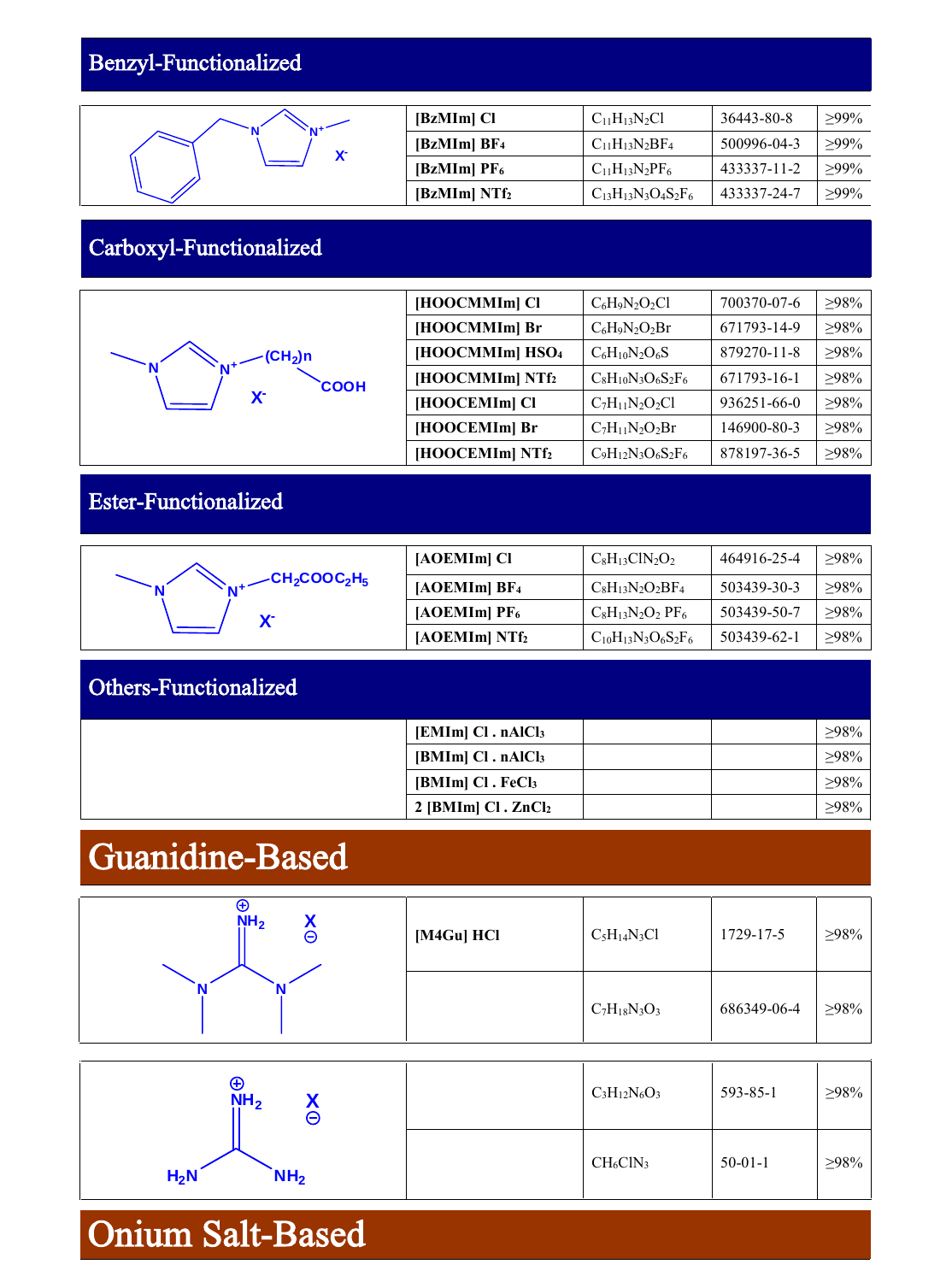## Benzyl-Functionalized

| Name | Formula | CAS | Purity |
|---|---|---|---|
| [BzMIm] Cl | $C_{11}H_{13}N_2Cl$ | 36443-80-8 | ≥99% |
| [BzMIm] $BF_4$ | $C_{11}H_{13}N_2BF_4$ | 500996-04-3 | ≥99% |
| [BzMIm] $PF_6$ | $C_{11}H_{13}N_2PF_6$ | 433337-11-2 | ≥99% |
| [BzMIm] $NTf_2$ | $C_{13}H_{13}N_3O_4S_2F_6$ | 433337-24-7 | ≥99% |

## Carboxyl-Functionalized

| Name | Formula | CAS | Purity |
|---|---|---|---|
| [HOOCMMIm] Cl | $C_6H_9N_2O_2Cl$ | 700370-07-6 | ≥98% |
| [HOOCMMIm] Br | $C_6H_9N_2O_2Br$ | 671793-14-9 | ≥98% |
| [HOOCMMIm] $HSO_4$ | $C_6H_{10}N_2O_6S$ | 879270-11-8 | ≥98% |
| [HOOCMMIm] $NTf_2$ | $C_8H_{10}N_3O_6S_2F_6$ | 671793-16-1 | ≥98% |
| [HOOCEMIm] Cl | $C_7H_{11}N_2O_2Cl$ | 936251-66-0 | ≥98% |
| [HOOCEMIm] Br | $C_7H_{11}N_2O_2Br$ | 146900-80-3 | ≥98% |
| [HOOCEMIm] $NTf_2$ | $C_9H_{12}N_3O_6S_2F_6$ | 878197-36-5 | ≥98% |

## Ester-Functionalized

| Name | Formula | CAS | Purity |
|---|---|---|---|
| [AOEMIm] Cl | $C_8H_{13}ClN_2O_2$ | 464916-25-4 | ≥98% |
| [AOEMIm] $BF_4$ | $C_8H_{13}N_2O_2BF_4$ | 503439-30-3 | ≥98% |
| [AOEMIm] $PF_6$ | $C_8H_{13}N_2O_2PF_6$ | 503439-50-7 | ≥98% |
| [AOEMIm] $NTf_2$ | $C_{10}H_{13}N_3O_6S_2F_6$ | 503439-62-1 | ≥98% |

## Others-Functionalized

| Name | Formula | CAS | Purity |
|---|---|---|---|
| [EMIm] Cl . $nAlCl_3$ | | | ≥98% |
| [BMIm] Cl . $nAlCl_3$ | | | ≥98% |
| [BMIm] Cl . $FeCl_3$ | | | ≥98% |
| 2 [BMIm] Cl . $ZnCl_2$ | | | ≥98% |

# Guanidine-Based

| Name | Formula | CAS | Purity |
|---|---|---|---|
| [M4Gu] HCl | $C_5H_{14}N_3Cl$ | 1729-17-5 | ≥98% |
| | $C_7H_{18}N_3O_3$ | 686349-06-4 | ≥98% |

| Name | Formula | CAS | Purity |
|---|---|---|---|
| | $C_3H_{12}N_6O_3$ | 593-85-1 | ≥98% |
| | $CH_6ClN_3$ | 50-01-1 | ≥98% |

# Onium Salt-Based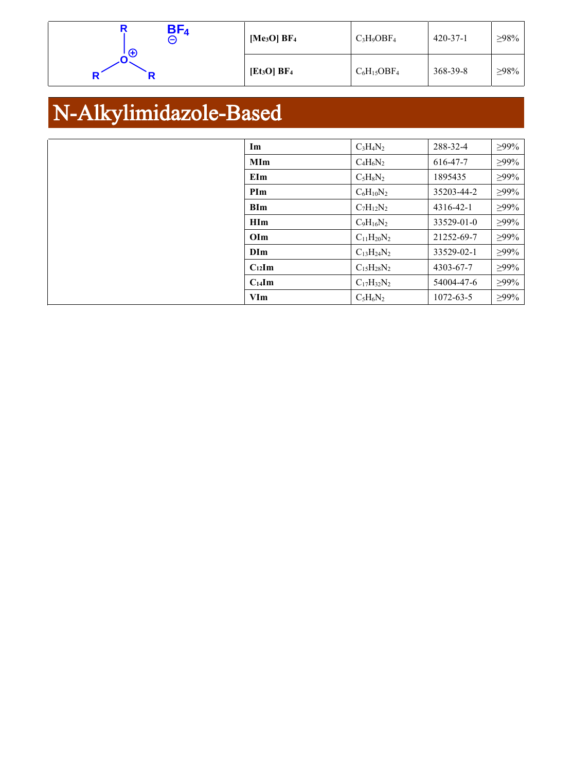| | | | | |
|---|---|---|---|---|
| R, R, R, O⊕, $BF_4$ ⊖ | **[$Me_3O$] $BF_4$** | $C_3H_9OBF_4$ | 420-37-1 | ≥98% |
| | **[$Et_3O$] $BF_4$** | $C_6H_{15}OBF_4$ | 368-39-8 | ≥98% |

# N-Alkylimidazole-Based

| | | | | |
|---|---|---|---|---|
| | **Im** | $C_3H_4N_2$ | 288-32-4 | ≥99% |
| | **MIm** | $C_4H_6N_2$ | 616-47-7 | ≥99% |
| | **EIm** | $C_5H_8N_2$ | 1895435 | ≥99% |
| | **PIm** | $C_6H_{10}N_2$ | 35203-44-2 | ≥99% |
| | **BIm** | $C_7H_{12}N_2$ | 4316-42-1 | ≥99% |
| | **HIm** | $C_9H_{16}N_2$ | 33529-01-0 | ≥99% |
| | **OIm** | $C_{11}H_{20}N_2$ | 21252-69-7 | ≥99% |
| | **DIm** | $C_{13}H_{24}N_2$ | 33529-02-1 | ≥99% |
| | **$C_{12}$Im** | $C_{15}H_{28}N_2$ | 4303-67-7 | ≥99% |
| | **$C_{14}$Im** | $C_{17}H_{32}N_2$ | 54004-47-6 | ≥99% |
| | **VIm** | $C_5H_6N_2$ | 1072-63-5 | ≥99% |